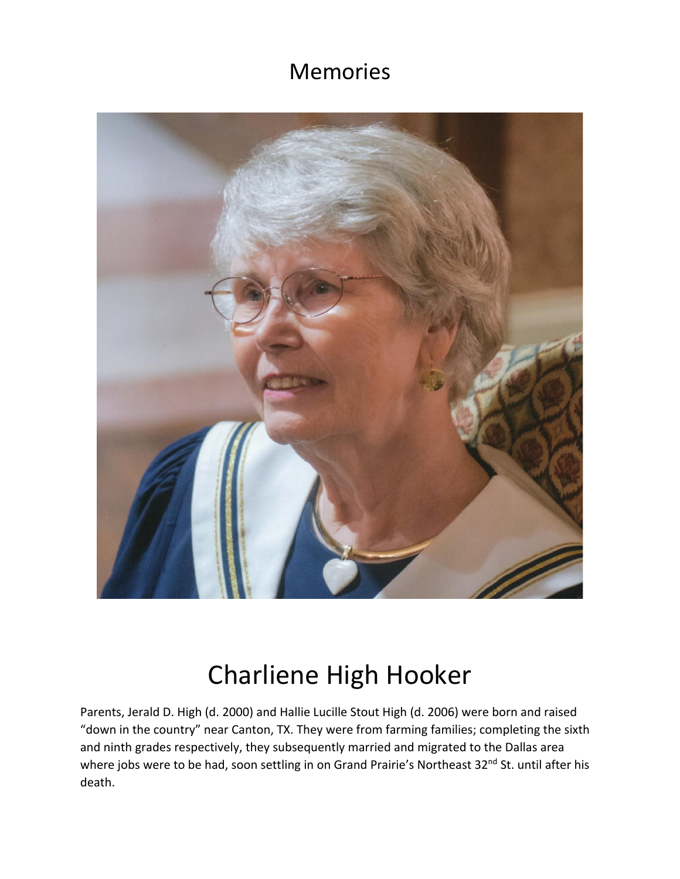# Memories

# Charliene High Hooker

Parents, Jerald D. High (d. 2000) and Hallie Lucille Stout High (d. 2006) were born and raised "down in the country" near Canton, TX. They were from farming families; completing the sixth and ninth grades respectively, they subsequently married and migrated to the Dallas area where jobs were to be had, soon settling in on Grand Prairie's Northeast 32nd St. until after his death.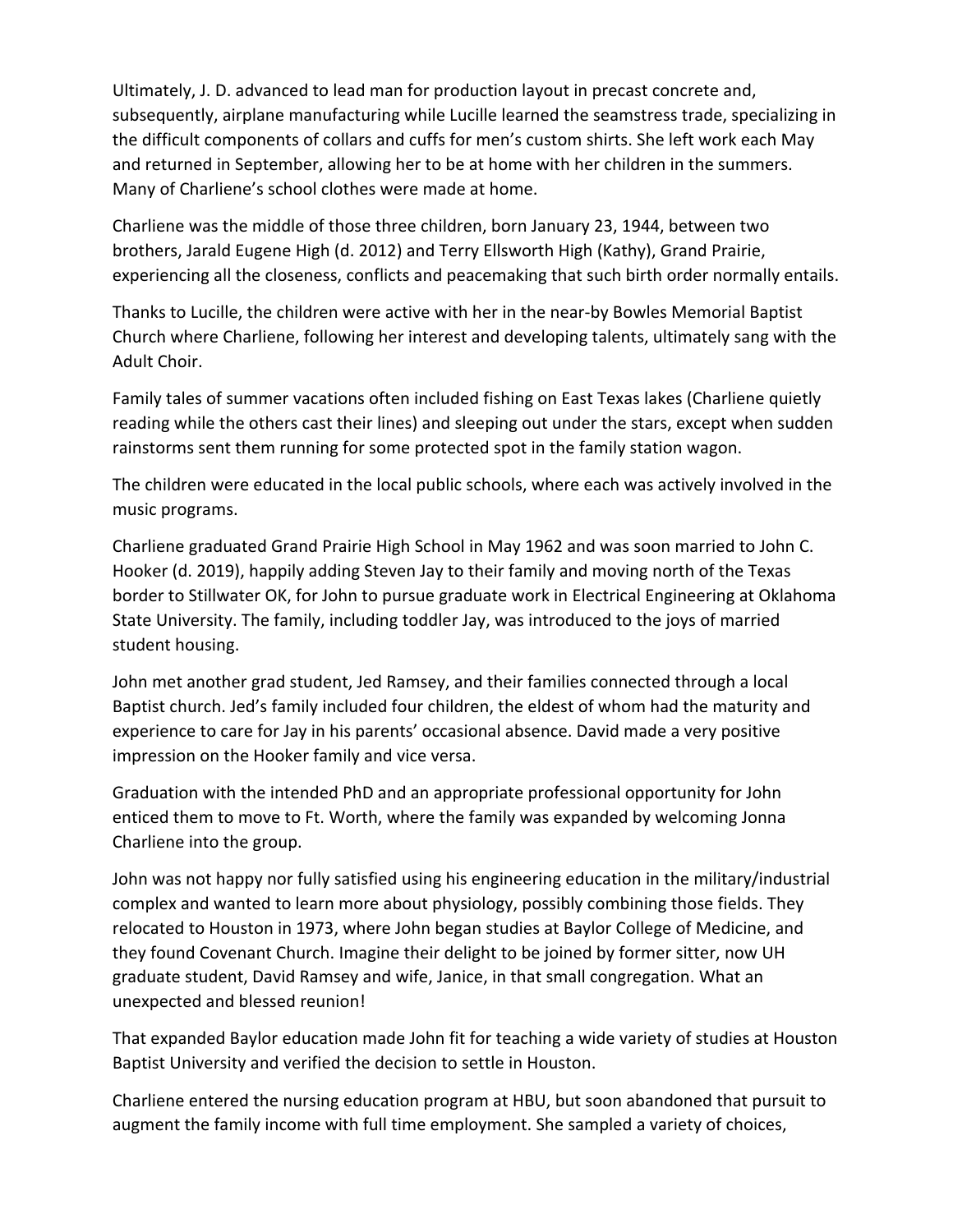Ultimately, J. D. advanced to lead man for production layout in precast concrete and, subsequently, airplane manufacturing while Lucille learned the seamstress trade, specializing in the difficult components of collars and cuffs for men's custom shirts. She left work each May and returned in September, allowing her to be at home with her children in the summers. Many of Charliene's school clothes were made at home.

Charliene was the middle of those three children, born January 23, 1944, between two brothers, Jarald Eugene High (d. 2012) and Terry Ellsworth High (Kathy), Grand Prairie, experiencing all the closeness, conflicts and peacemaking that such birth order normally entails.

Thanks to Lucille, the children were active with her in the near-by Bowles Memorial Baptist Church where Charliene, following her interest and developing talents, ultimately sang with the Adult Choir.

Family tales of summer vacations often included fishing on East Texas lakes (Charliene quietly reading while the others cast their lines) and sleeping out under the stars, except when sudden rainstorms sent them running for some protected spot in the family station wagon.

The children were educated in the local public schools, where each was actively involved in the music programs.

Charliene graduated Grand Prairie High School in May 1962 and was soon married to John C. Hooker (d. 2019), happily adding Steven Jay to their family and moving north of the Texas border to Stillwater OK, for John to pursue graduate work in Electrical Engineering at Oklahoma State University. The family, including toddler Jay, was introduced to the joys of married student housing.

John met another grad student, Jed Ramsey, and their families connected through a local Baptist church. Jed's family included four children, the eldest of whom had the maturity and experience to care for Jay in his parents' occasional absence. David made a very positive impression on the Hooker family and vice versa.

Graduation with the intended PhD and an appropriate professional opportunity for John enticed them to move to Ft. Worth, where the family was expanded by welcoming Jonna Charliene into the group.

John was not happy nor fully satisfied using his engineering education in the military/industrial complex and wanted to learn more about physiology, possibly combining those fields. They relocated to Houston in 1973, where John began studies at Baylor College of Medicine, and they found Covenant Church. Imagine their delight to be joined by former sitter, now UH graduate student, David Ramsey and wife, Janice, in that small congregation. What an unexpected and blessed reunion!

That expanded Baylor education made John fit for teaching a wide variety of studies at Houston Baptist University and verified the decision to settle in Houston.

Charliene entered the nursing education program at HBU, but soon abandoned that pursuit to augment the family income with full time employment. She sampled a variety of choices,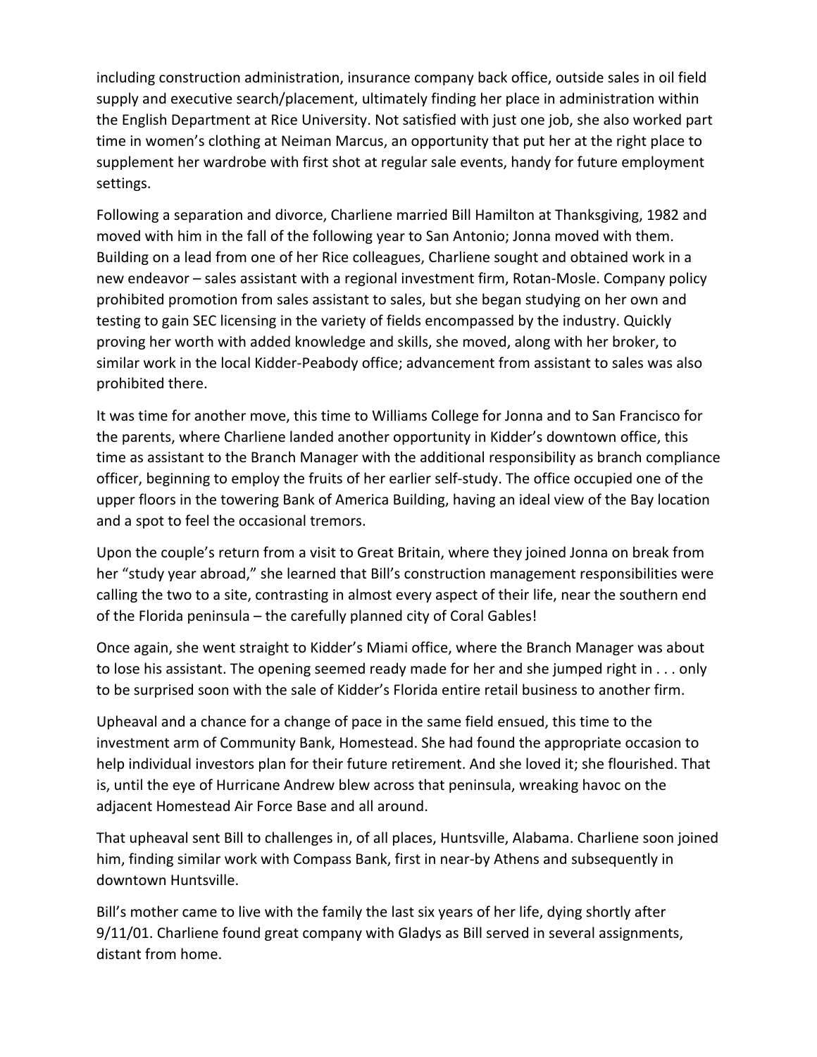including construction administration, insurance company back office, outside sales in oil field supply and executive search/placement, ultimately finding her place in administration within the English Department at Rice University. Not satisfied with just one job, she also worked part time in women's clothing at Neiman Marcus, an opportunity that put her at the right place to supplement her wardrobe with first shot at regular sale events, handy for future employment settings.

Following a separation and divorce, Charliene married Bill Hamilton at Thanksgiving, 1982 and moved with him in the fall of the following year to San Antonio; Jonna moved with them. Building on a lead from one of her Rice colleagues, Charliene sought and obtained work in a new endeavor – sales assistant with a regional investment firm, Rotan-Mosle. Company policy prohibited promotion from sales assistant to sales, but she began studying on her own and testing to gain SEC licensing in the variety of fields encompassed by the industry. Quickly proving her worth with added knowledge and skills, she moved, along with her broker, to similar work in the local Kidder-Peabody office; advancement from assistant to sales was also prohibited there.

It was time for another move, this time to Williams College for Jonna and to San Francisco for the parents, where Charliene landed another opportunity in Kidder's downtown office, this time as assistant to the Branch Manager with the additional responsibility as branch compliance officer, beginning to employ the fruits of her earlier self-study. The office occupied one of the upper floors in the towering Bank of America Building, having an ideal view of the Bay location and a spot to feel the occasional tremors.

Upon the couple's return from a visit to Great Britain, where they joined Jonna on break from her "study year abroad," she learned that Bill's construction management responsibilities were calling the two to a site, contrasting in almost every aspect of their life, near the southern end of the Florida peninsula – the carefully planned city of Coral Gables!

Once again, she went straight to Kidder's Miami office, where the Branch Manager was about to lose his assistant. The opening seemed ready made for her and she jumped right in . . . only to be surprised soon with the sale of Kidder's Florida entire retail business to another firm.

Upheaval and a chance for a change of pace in the same field ensued, this time to the investment arm of Community Bank, Homestead. She had found the appropriate occasion to help individual investors plan for their future retirement. And she loved it; she flourished. That is, until the eye of Hurricane Andrew blew across that peninsula, wreaking havoc on the adjacent Homestead Air Force Base and all around.

That upheaval sent Bill to challenges in, of all places, Huntsville, Alabama. Charliene soon joined him, finding similar work with Compass Bank, first in near-by Athens and subsequently in downtown Huntsville.

Bill's mother came to live with the family the last six years of her life, dying shortly after 9/11/01. Charliene found great company with Gladys as Bill served in several assignments, distant from home.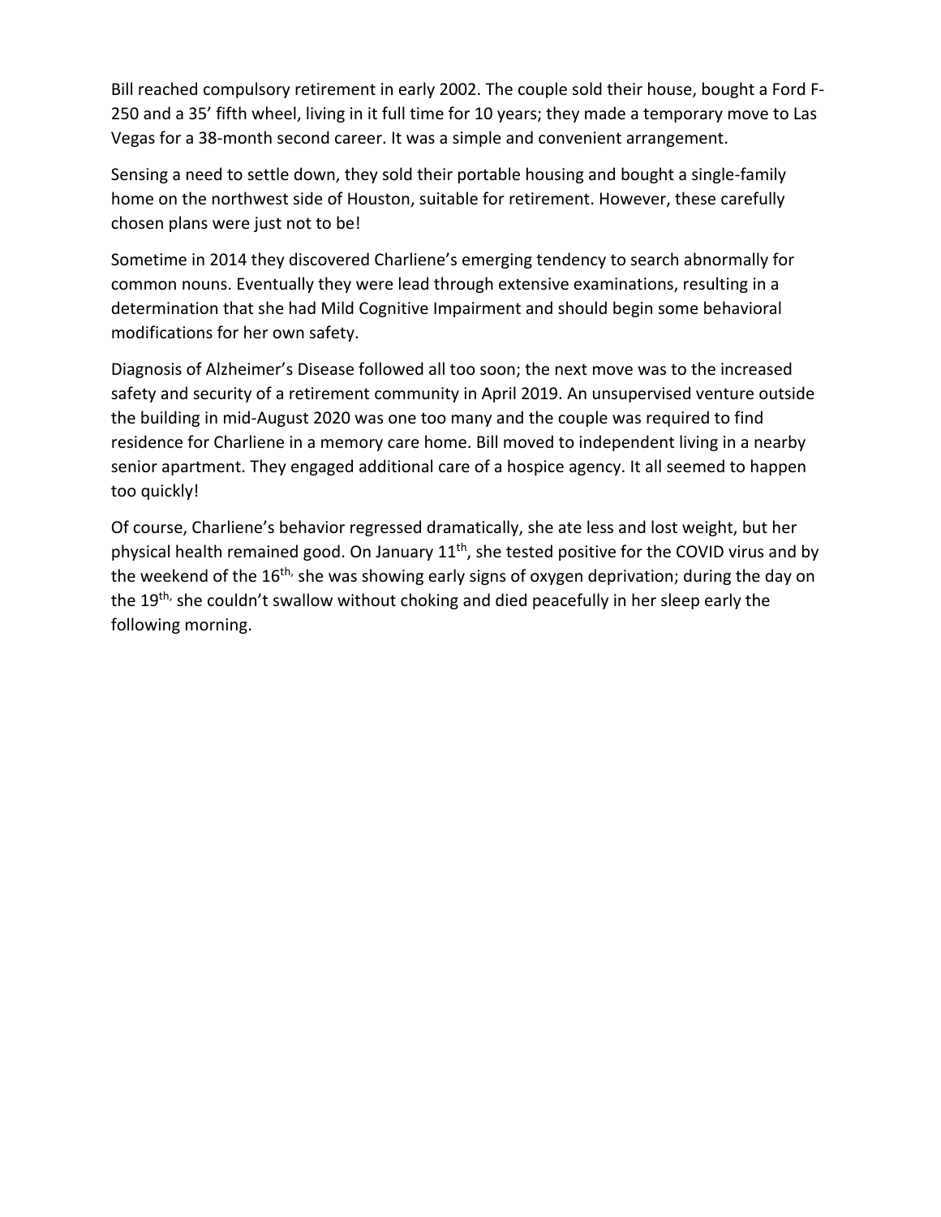Bill reached compulsory retirement in early 2002. The couple sold their house, bought a Ford F-250 and a 35' fifth wheel, living in it full time for 10 years; they made a temporary move to Las Vegas for a 38-month second career. It was a simple and convenient arrangement.

Sensing a need to settle down, they sold their portable housing and bought a single-family home on the northwest side of Houston, suitable for retirement. However, these carefully chosen plans were just not to be!

Sometime in 2014 they discovered Charliene's emerging tendency to search abnormally for common nouns. Eventually they were lead through extensive examinations, resulting in a determination that she had Mild Cognitive Impairment and should begin some behavioral modifications for her own safety.

Diagnosis of Alzheimer's Disease followed all too soon; the next move was to the increased safety and security of a retirement community in April 2019. An unsupervised venture outside the building in mid-August 2020 was one too many and the couple was required to find residence for Charliene in a memory care home. Bill moved to independent living in a nearby senior apartment. They engaged additional care of a hospice agency. It all seemed to happen too quickly!

Of course, Charliene's behavior regressed dramatically, she ate less and lost weight, but her physical health remained good. On January 11th, she tested positive for the COVID virus and by the weekend of the 16th, she was showing early signs of oxygen deprivation; during the day on the 19th, she couldn't swallow without choking and died peacefully in her sleep early the following morning.